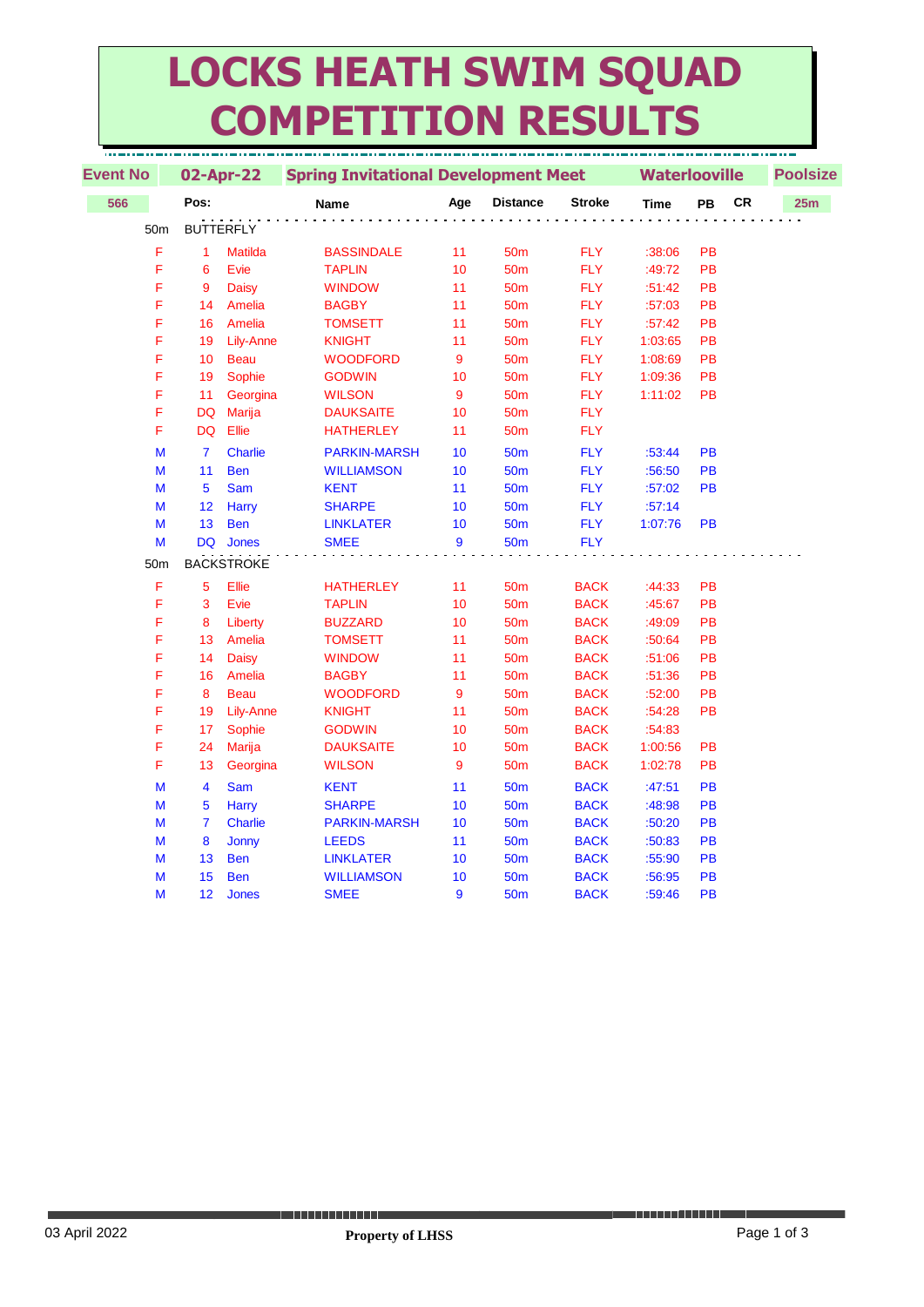# LOCKS HEATH SWIM SQUAD COMPETITION RESULTS

| Event No | 02-Apr-22 | Spring Invitational Development Meet | | | | | Waterlooville | | | Poolsize |
|---|---|---|---|---|---|---|---|---|---|---|
| 566 | Pos: | | Name | Age | Distance | Stroke | Time | PB | CR | 25m |
| 50m | BUTTERFLY | | | | | | | | | |
| F | 1 | Matilda | BASSINDALE | 11 | 50m | FLY | :38:06 | PB | | |
| F | 6 | Evie | TAPLIN | 10 | 50m | FLY | :49:72 | PB | | |
| F | 9 | Daisy | WINDOW | 11 | 50m | FLY | :51:42 | PB | | |
| F | 14 | Amelia | BAGBY | 11 | 50m | FLY | :57:03 | PB | | |
| F | 16 | Amelia | TOMSETT | 11 | 50m | FLY | :57:42 | PB | | |
| F | 19 | Lily-Anne | KNIGHT | 11 | 50m | FLY | 1:03:65 | PB | | |
| F | 10 | Beau | WOODFORD | 9 | 50m | FLY | 1:08:69 | PB | | |
| F | 19 | Sophie | GODWIN | 10 | 50m | FLY | 1:09:36 | PB | | |
| F | 11 | Georgina | WILSON | 9 | 50m | FLY | 1:11:02 | PB | | |
| F | DQ | Marija | DAUKSAITE | 10 | 50m | FLY | | | | |
| F | DQ | Ellie | HATHERLEY | 11 | 50m | FLY | | | | |
| M | 7 | Charlie | PARKIN-MARSH | 10 | 50m | FLY | :53:44 | PB | | |
| M | 11 | Ben | WILLIAMSON | 10 | 50m | FLY | :56:50 | PB | | |
| M | 5 | Sam | KENT | 11 | 50m | FLY | :57:02 | PB | | |
| M | 12 | Harry | SHARPE | 10 | 50m | FLY | :57:14 | | | |
| M | 13 | Ben | LINKLATER | 10 | 50m | FLY | 1:07:76 | PB | | |
| M | DQ | Jones | SMEE | 9 | 50m | FLY | | | | |
| 50m | BACKSTROKE | | | | | | | | | |
| F | 5 | Ellie | HATHERLEY | 11 | 50m | BACK | :44:33 | PB | | |
| F | 3 | Evie | TAPLIN | 10 | 50m | BACK | :45:67 | PB | | |
| F | 8 | Liberty | BUZZARD | 10 | 50m | BACK | :49:09 | PB | | |
| F | 13 | Amelia | TOMSETT | 11 | 50m | BACK | :50:64 | PB | | |
| F | 14 | Daisy | WINDOW | 11 | 50m | BACK | :51:06 | PB | | |
| F | 16 | Amelia | BAGBY | 11 | 50m | BACK | :51:36 | PB | | |
| F | 8 | Beau | WOODFORD | 9 | 50m | BACK | :52:00 | PB | | |
| F | 19 | Lily-Anne | KNIGHT | 11 | 50m | BACK | :54:28 | PB | | |
| F | 17 | Sophie | GODWIN | 10 | 50m | BACK | :54:83 | | | |
| F | 24 | Marija | DAUKSAITE | 10 | 50m | BACK | 1:00:56 | PB | | |
| F | 13 | Georgina | WILSON | 9 | 50m | BACK | 1:02:78 | PB | | |
| M | 4 | Sam | KENT | 11 | 50m | BACK | :47:51 | PB | | |
| M | 5 | Harry | SHARPE | 10 | 50m | BACK | :48:98 | PB | | |
| M | 7 | Charlie | PARKIN-MARSH | 10 | 50m | BACK | :50:20 | PB | | |
| M | 8 | Jonny | LEEDS | 11 | 50m | BACK | :50:83 | PB | | |
| M | 13 | Ben | LINKLATER | 10 | 50m | BACK | :55:90 | PB | | |
| M | 15 | Ben | WILLIAMSON | 10 | 50m | BACK | :56:95 | PB | | |
| M | 12 | Jones | SMEE | 9 | 50m | BACK | :59:46 | PB | | |

03 April 2022 — **Property of LHSS**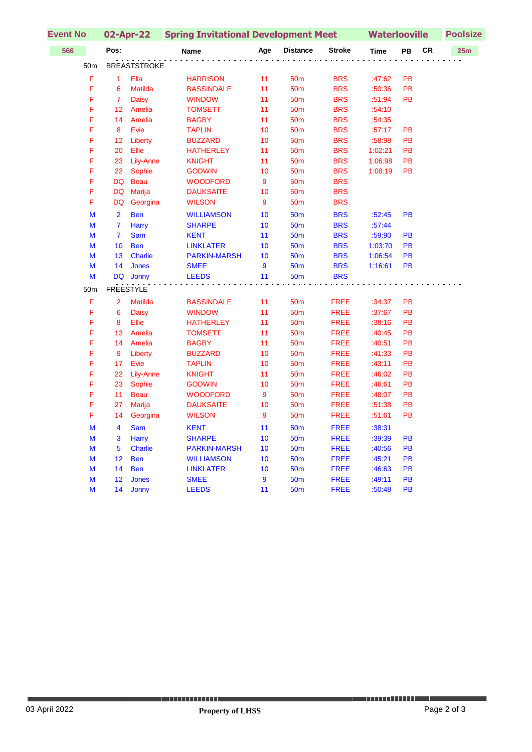| Event No | 02-Apr-22 | | Spring Invitational Development Meet | | | | | Waterlooville | | | Poolsize |
|---|---|---|---|---|---|---|---|---|---|---|---|
| 566 | Pos: | | Name | | Age | Distance | Stroke | Time | PB | CR | 25m |
| 50m | BREASTSTROKE | | | | | | | | | | |
| F | 1 | Ella | HARRISON | | 11 | 50m | BRS | :47:62 | PB | | |
| F | 6 | Matilda | BASSINDALE | | 11 | 50m | BRS | :50:36 | PB | | |
| F | 7 | Daisy | WINDOW | | 11 | 50m | BRS | :51:94 | PB | | |
| F | 12 | Amelia | TOMSETT | | 11 | 50m | BRS | :54:10 | | | |
| F | 14 | Amelia | BAGBY | | 11 | 50m | BRS | :54:35 | | | |
| F | 8 | Evie | TAPLIN | | 10 | 50m | BRS | :57:17 | PB | | |
| F | 12 | Liberty | BUZZARD | | 10 | 50m | BRS | :58:98 | PB | | |
| F | 20 | Ellie | HATHERLEY | | 11 | 50m | BRS | 1:02:21 | PB | | |
| F | 23 | Lily-Anne | KNIGHT | | 11 | 50m | BRS | 1:06:98 | PB | | |
| F | 22 | Sophie | GODWIN | | 10 | 50m | BRS | 1:08:19 | PB | | |
| F | DQ | Beau | WOODFORD | | 9 | 50m | BRS | | | | |
| F | DQ | Marija | DAUKSAITE | | 10 | 50m | BRS | | | | |
| F | DQ | Georgina | WILSON | | 9 | 50m | BRS | | | | |
| M | 2 | Ben | WILLIAMSON | | 10 | 50m | BRS | :52:45 | PB | | |
| M | 7 | Harry | SHARPE | | 10 | 50m | BRS | :57:44 | | | |
| M | 7 | Sam | KENT | | 11 | 50m | BRS | :59:90 | PB | | |
| M | 10 | Ben | LINKLATER | | 10 | 50m | BRS | 1:03:70 | PB | | |
| M | 13 | Charlie | PARKIN-MARSH | | 10 | 50m | BRS | 1:06:54 | PB | | |
| M | 14 | Jones | SMEE | | 9 | 50m | BRS | 1:16:61 | PB | | |
| M | DQ | Jonny | LEEDS | | 11 | 50m | BRS | | | | |
| 50m | FREESTYLE | | | | | | | | | | |
| F | 2 | Matilda | BASSINDALE | | 11 | 50m | FREE | :34:37 | PB | | |
| F | 6 | Daisy | WINDOW | | 11 | 50m | FREE | :37:67 | PB | | |
| F | 8 | Ellie | HATHERLEY | | 11 | 50m | FREE | :38:16 | PB | | |
| F | 13 | Amelia | TOMSETT | | 11 | 50m | FREE | :40:45 | PB | | |
| F | 14 | Amelia | BAGBY | | 11 | 50m | FREE | :40:51 | PB | | |
| F | 9 | Liberty | BUZZARD | | 10 | 50m | FREE | :41:33 | PB | | |
| F | 17 | Evie | TAPLIN | | 10 | 50m | FREE | :43:11 | PB | | |
| F | 22 | Lily-Anne | KNIGHT | | 11 | 50m | FREE | :46:02 | PB | | |
| F | 23 | Sophie | GODWIN | | 10 | 50m | FREE | :46:61 | PB | | |
| F | 11 | Beau | WOODFORD | | 9 | 50m | FREE | :48:07 | PB | | |
| F | 27 | Marija | DAUKSAITE | | 10 | 50m | FREE | :51:38 | PB | | |
| F | 14 | Georgina | WILSON | | 9 | 50m | FREE | :51:61 | PB | | |
| M | 4 | Sam | KENT | | 11 | 50m | FREE | :38:31 | | | |
| M | 3 | Harry | SHARPE | | 10 | 50m | FREE | :39:39 | PB | | |
| M | 5 | Charlie | PARKIN-MARSH | | 10 | 50m | FREE | :40:56 | PB | | |
| M | 12 | Ben | WILLIAMSON | | 10 | 50m | FREE | :45:21 | PB | | |
| M | 14 | Ben | LINKLATER | | 10 | 50m | FREE | :46:63 | PB | | |
| M | 12 | Jones | SMEE | | 9 | 50m | FREE | :49:11 | PB | | |
| M | 14 | Jonny | LEEDS | | 11 | 50m | FREE | :50:48 | PB | | |

03 April 2022 **Property of LHSS**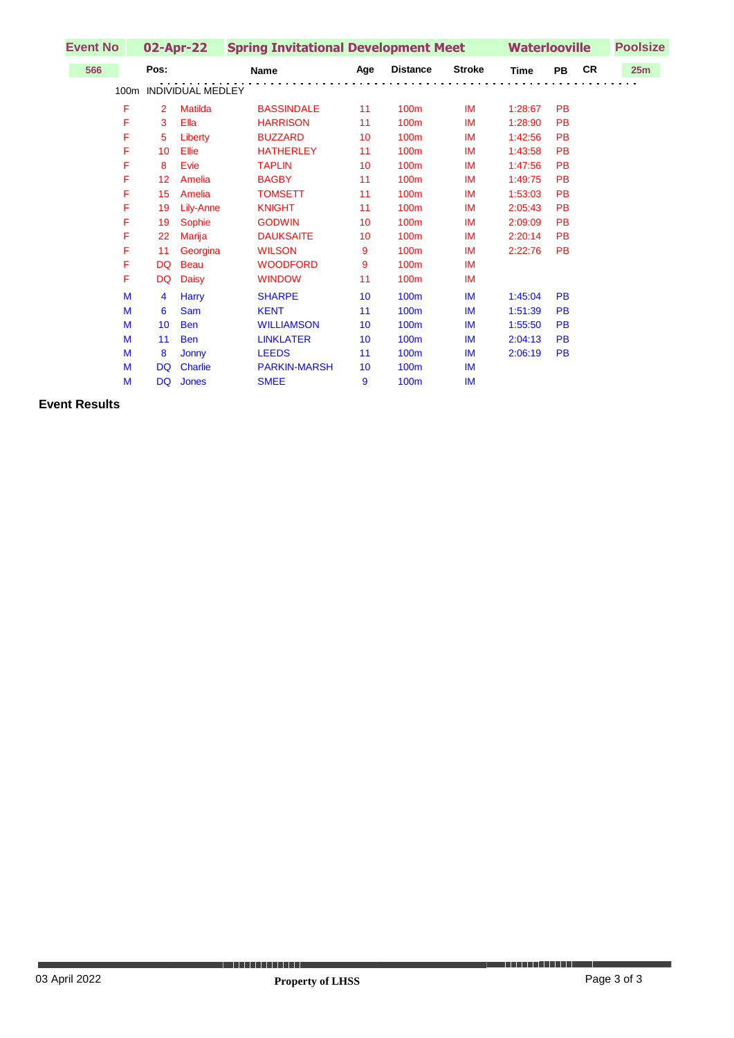| Event No | 02-Apr-22 | Spring Invitational Development Meet | | | | Waterlooville | | | Poolsize |
|---|---|---|---|---|---|---|---|---|---|
| 566 | Pos: | Name | | Age | Distance | Stroke | Time | PB | CR | 25m |

100m INDIVIDUAL MEDLEY

| | Pos | First Name | Surname | Age | Distance | Stroke | Time | PB | CR |
|---|---|---|---|---|---|---|---|---|---|
| F | 2 | Matilda | BASSINDALE | 11 | 100m | IM | 1:28:67 | PB | |
| F | 3 | Ella | HARRISON | 11 | 100m | IM | 1:28:90 | PB | |
| F | 5 | Liberty | BUZZARD | 10 | 100m | IM | 1:42:56 | PB | |
| F | 10 | Ellie | HATHERLEY | 11 | 100m | IM | 1:43:58 | PB | |
| F | 8 | Evie | TAPLIN | 10 | 100m | IM | 1:47:56 | PB | |
| F | 12 | Amelia | BAGBY | 11 | 100m | IM | 1:49:75 | PB | |
| F | 15 | Amelia | TOMSETT | 11 | 100m | IM | 1:53:03 | PB | |
| F | 19 | Lily-Anne | KNIGHT | 11 | 100m | IM | 2:05:43 | PB | |
| F | 19 | Sophie | GODWIN | 10 | 100m | IM | 2:09:09 | PB | |
| F | 22 | Marija | DAUKSAITE | 10 | 100m | IM | 2:20:14 | PB | |
| F | 11 | Georgina | WILSON | 9 | 100m | IM | 2:22:76 | PB | |
| F | DQ | Beau | WOODFORD | 9 | 100m | IM | | | |
| F | DQ | Daisy | WINDOW | 11 | 100m | IM | | | |
| M | 4 | Harry | SHARPE | 10 | 100m | IM | 1:45:04 | PB | |
| M | 6 | Sam | KENT | 11 | 100m | IM | 1:51:39 | PB | |
| M | 10 | Ben | WILLIAMSON | 10 | 100m | IM | 1:55:50 | PB | |
| M | 11 | Ben | LINKLATER | 10 | 100m | IM | 2:04:13 | PB | |
| M | 8 | Jonny | LEEDS | 11 | 100m | IM | 2:06:19 | PB | |
| M | DQ | Charlie | PARKIN-MARSH | 10 | 100m | IM | | | |
| M | DQ | Jones | SMEE | 9 | 100m | IM | | | |

**Event Results**

03 April 2022

**Property of LHSS**